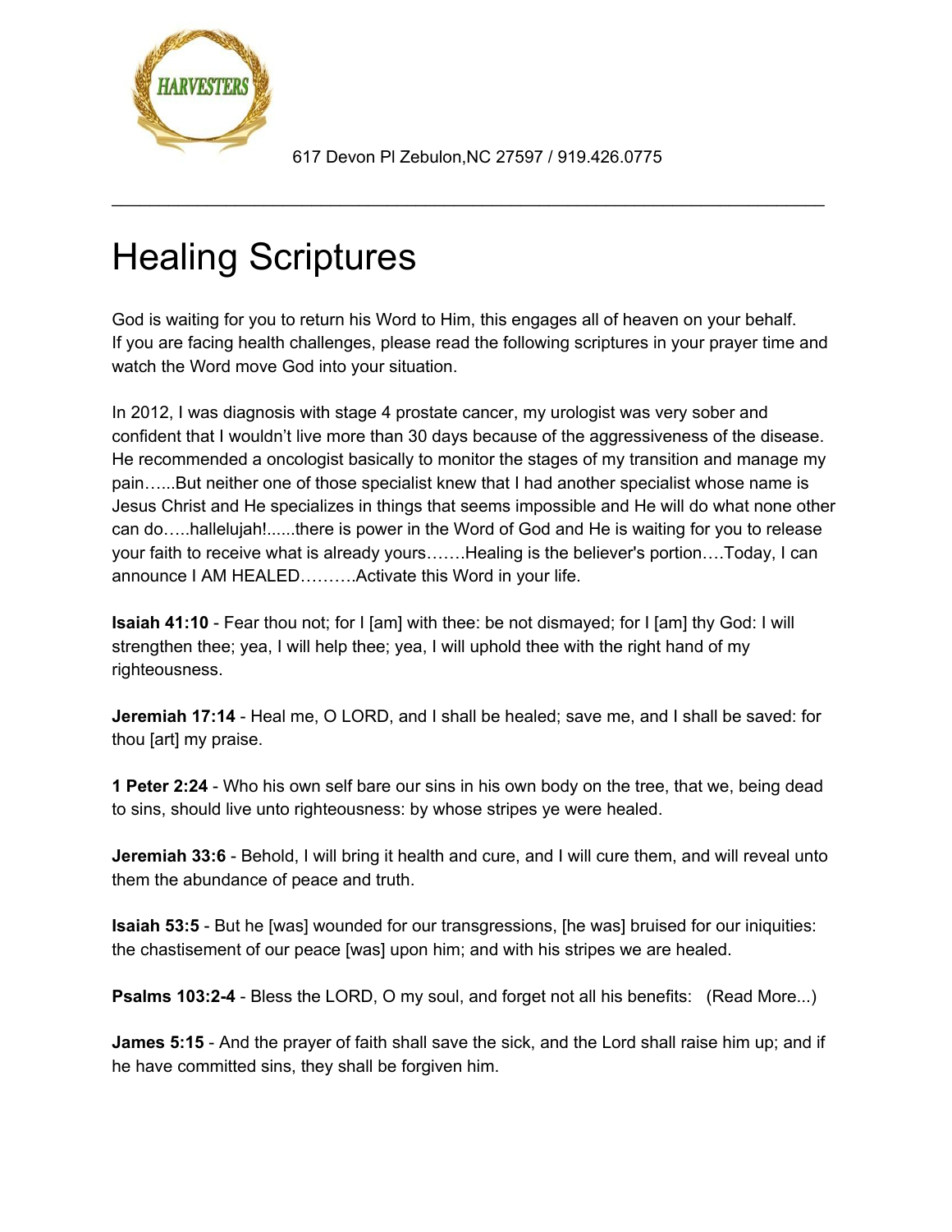617 Devon Pl Zebulon,NC 27597 / 919.426.0775

---

# Healing Scriptures

God is waiting for you to return his Word to Him, this engages all of heaven on your behalf. If you are facing health challenges, please read the following scriptures in your prayer time and watch the Word move God into your situation.

In 2012, I was diagnosis with stage 4 prostate cancer, my urologist was very sober and confident that I wouldn't live more than 30 days because of the aggressiveness of the disease. He recommended a oncologist basically to monitor the stages of my transition and manage my pain…...But neither one of those specialist knew that I had another specialist whose name is Jesus Christ and He specializes in things that seems impossible and He will do what none other can do…..hallelujah!......there is power in the Word of God and He is waiting for you to release your faith to receive what is already yours…….Healing is the believer's portion….Today, I can announce I AM HEALED……….Activate this Word in your life.

**Isaiah 41:10** - Fear thou not; for I [am] with thee: be not dismayed; for I [am] thy God: I will strengthen thee; yea, I will help thee; yea, I will uphold thee with the right hand of my righteousness.

**Jeremiah 17:14** - Heal me, O LORD, and I shall be healed; save me, and I shall be saved: for thou [art] my praise.

**1 Peter 2:24** - Who his own self bare our sins in his own body on the tree, that we, being dead to sins, should live unto righteousness: by whose stripes ye were healed.

**Jeremiah 33:6** - Behold, I will bring it health and cure, and I will cure them, and will reveal unto them the abundance of peace and truth.

**Isaiah 53:5** - But he [was] wounded for our transgressions, [he was] bruised for our iniquities: the chastisement of our peace [was] upon him; and with his stripes we are healed.

**Psalms 103:2-4** - Bless the LORD, O my soul, and forget not all his benefits: (Read More...)

**James 5:15** - And the prayer of faith shall save the sick, and the Lord shall raise him up; and if he have committed sins, they shall be forgiven him.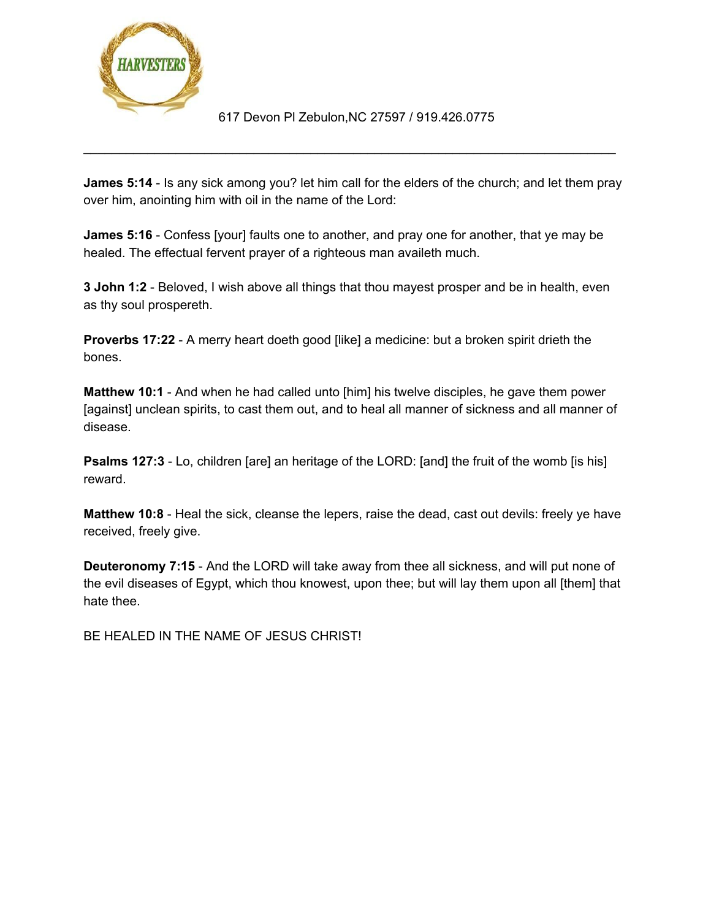617 Devon Pl Zebulon,NC 27597 / 919.426.0775

---

**James 5:14** - Is any sick among you? let him call for the elders of the church; and let them pray over him, anointing him with oil in the name of the Lord:

**James 5:16** - Confess [your] faults one to another, and pray one for another, that ye may be healed. The effectual fervent prayer of a righteous man availeth much.

**3 John 1:2** - Beloved, I wish above all things that thou mayest prosper and be in health, even as thy soul prospereth.

**Proverbs 17:22** - A merry heart doeth good [like] a medicine: but a broken spirit drieth the bones.

**Matthew 10:1** - And when he had called unto [him] his twelve disciples, he gave them power [against] unclean spirits, to cast them out, and to heal all manner of sickness and all manner of disease.

**Psalms 127:3** - Lo, children [are] an heritage of the LORD: [and] the fruit of the womb [is his] reward.

**Matthew 10:8** - Heal the sick, cleanse the lepers, raise the dead, cast out devils: freely ye have received, freely give.

**Deuteronomy 7:15** - And the LORD will take away from thee all sickness, and will put none of the evil diseases of Egypt, which thou knowest, upon thee; but will lay them upon all [them] that hate thee.

BE HEALED IN THE NAME OF JESUS CHRIST!